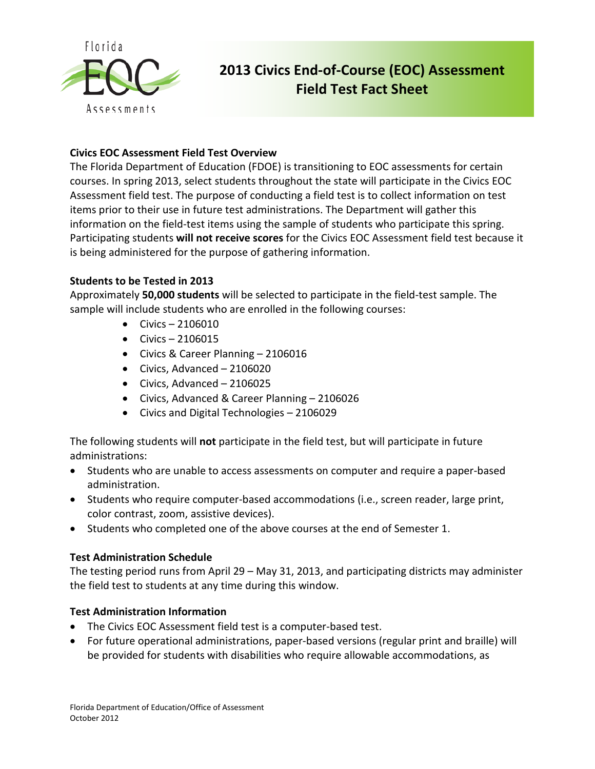Florida EOC Assessments

# 2013 Civics End-of-Course (EOC) Assessment Field Test Fact Sheet

## Civics EOC Assessment Field Test Overview

The Florida Department of Education (FDOE) is transitioning to EOC assessments for certain courses. In spring 2013, select students throughout the state will participate in the Civics EOC Assessment field test. The purpose of conducting a field test is to collect information on test items prior to their use in future test administrations. The Department will gather this information on the field-test items using the sample of students who participate this spring. Participating students **will not receive scores** for the Civics EOC Assessment field test because it is being administered for the purpose of gathering information.

## Students to be Tested in 2013

Approximately **50,000 students** will be selected to participate in the field-test sample. The sample will include students who are enrolled in the following courses:

- Civics – 2106010
- Civics – 2106015
- Civics & Career Planning – 2106016
- Civics, Advanced – 2106020
- Civics, Advanced – 2106025
- Civics, Advanced & Career Planning – 2106026
- Civics and Digital Technologies – 2106029

The following students will **not** participate in the field test, but will participate in future administrations:

- Students who are unable to access assessments on computer and require a paper-based administration.
- Students who require computer-based accommodations (i.e., screen reader, large print, color contrast, zoom, assistive devices).
- Students who completed one of the above courses at the end of Semester 1.

## Test Administration Schedule

The testing period runs from April 29 – May 31, 2013, and participating districts may administer the field test to students at any time during this window.

## Test Administration Information

- The Civics EOC Assessment field test is a computer-based test.
- For future operational administrations, paper-based versions (regular print and braille) will be provided for students with disabilities who require allowable accommodations, as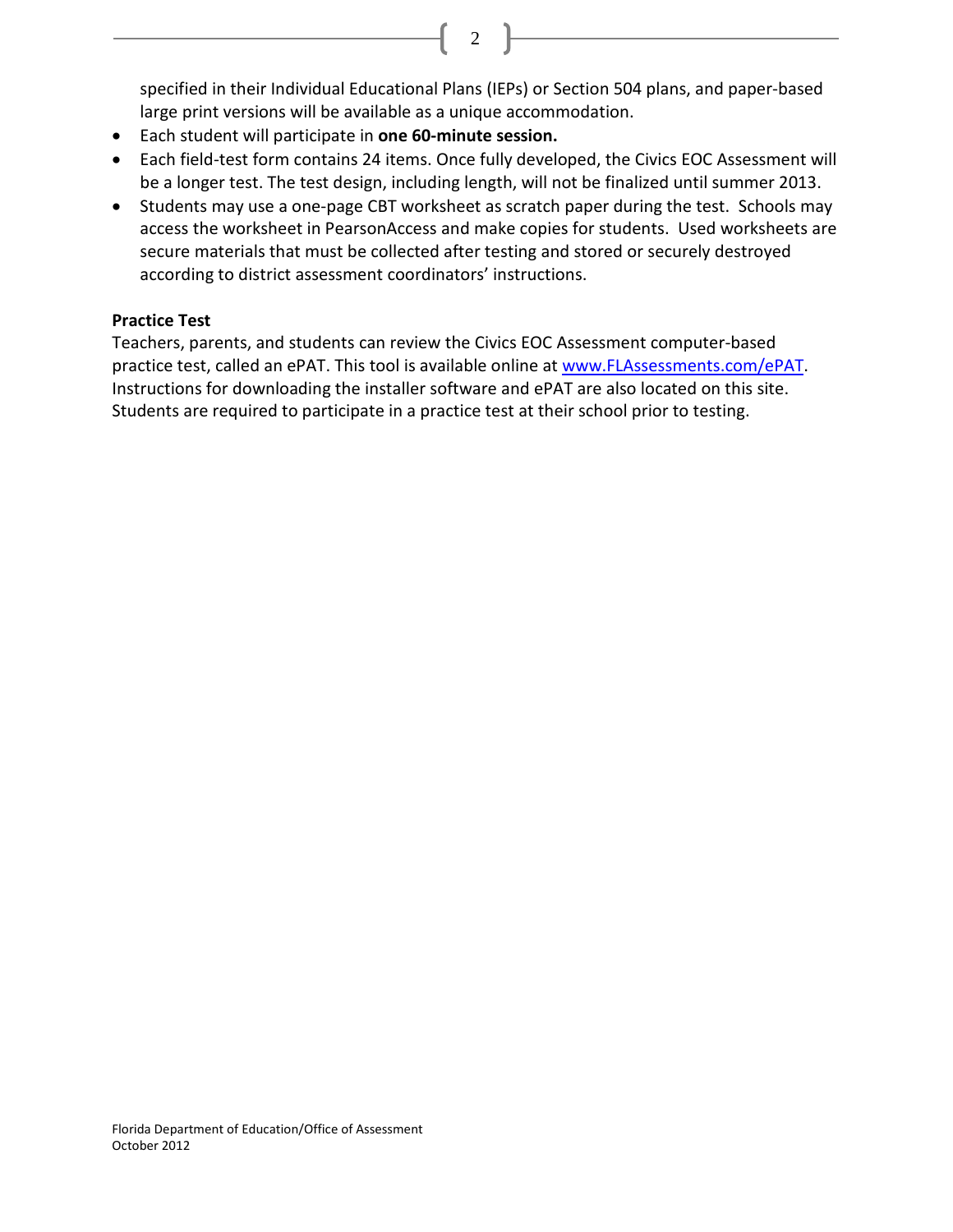specified in their Individual Educational Plans (IEPs) or Section 504 plans, and paper-based large print versions will be available as a unique accommodation.

- Each student will participate in **one 60-minute session.**
- Each field-test form contains 24 items. Once fully developed, the Civics EOC Assessment will be a longer test. The test design, including length, will not be finalized until summer 2013.
- Students may use a one-page CBT worksheet as scratch paper during the test. Schools may access the worksheet in PearsonAccess and make copies for students. Used worksheets are secure materials that must be collected after testing and stored or securely destroyed according to district assessment coordinators' instructions.

**Practice Test**

Teachers, parents, and students can review the Civics EOC Assessment computer-based practice test, called an ePAT. This tool is available online at [www.FLAssessments.com/ePAT](http://www.FLAssessments.com/ePAT). Instructions for downloading the installer software and ePAT are also located on this site. Students are required to participate in a practice test at their school prior to testing.

Florida Department of Education/Office of Assessment
October 2012